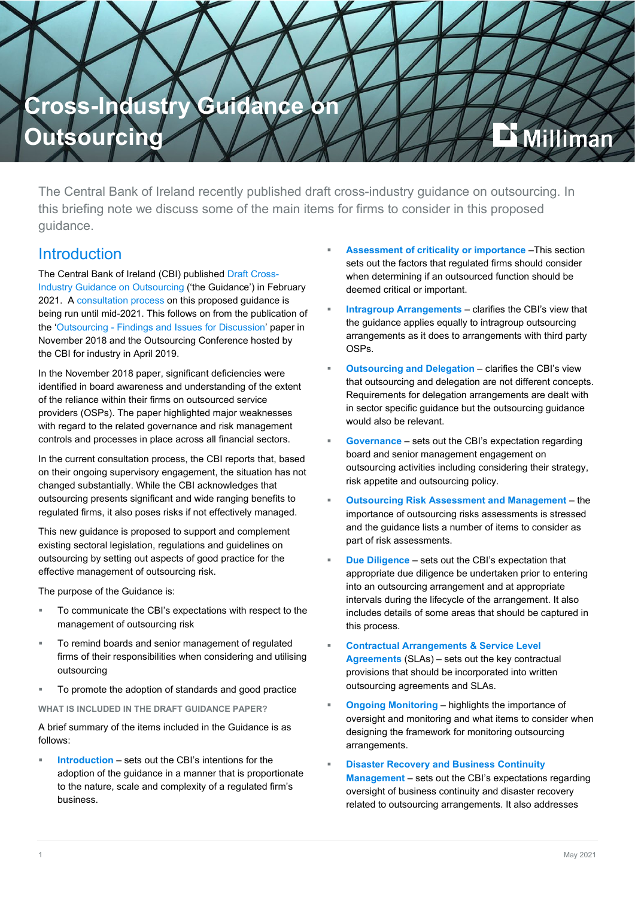# Cross-Industry Guidance on Outsourcing

The Central Bank of Ireland recently published draft cross-industry guidance on outsourcing. In this briefing note we discuss some of the main items for firms to consider in this proposed guidance.

## Introduction

The Central Bank of Ireland (CBI) published Draft Cross-Industry Guidance on Outsourcing ('the Guidance') in February 2021. A consultation process on this proposed guidance is being run until mid-2021. This follows on from the publication of the 'Outsourcing - Findings and Issues for Discussion' paper in November 2018 and the Outsourcing Conference hosted by the CBI for industry in April 2019.

In the November 2018 paper, significant deficiencies were identified in board awareness and understanding of the extent of the reliance within their firms on outsourced service providers (OSPs). The paper highlighted major weaknesses with regard to the related governance and risk management controls and processes in place across all financial sectors.

In the current consultation process, the CBI reports that, based on their ongoing supervisory engagement, the situation has not changed substantially. While the CBI acknowledges that outsourcing presents significant and wide ranging benefits to regulated firms, it also poses risks if not effectively managed.

This new guidance is proposed to support and complement existing sectoral legislation, regulations and guidelines on outsourcing by setting out aspects of good practice for the effective management of outsourcing risk.

The purpose of the Guidance is:

- To communicate the CBI's expectations with respect to the management of outsourcing risk
- To remind boards and senior management of regulated firms of their responsibilities when considering and utilising outsourcing
- To promote the adoption of standards and good practice

### WHAT IS INCLUDED IN THE DRAFT GUIDANCE PAPER?

A brief summary of the items included in the Guidance is as follows:

- **Introduction** – sets out the CBI's intentions for the adoption of the guidance in a manner that is proportionate to the nature, scale and complexity of a regulated firm's business.
- **Assessment of criticality or importance** –This section sets out the factors that regulated firms should consider when determining if an outsourced function should be deemed critical or important.
- **Intragroup Arrangements** – clarifies the CBI's view that the guidance applies equally to intragroup outsourcing arrangements as it does to arrangements with third party OSPs.
- **Outsourcing and Delegation** – clarifies the CBI's view that outsourcing and delegation are not different concepts. Requirements for delegation arrangements are dealt with in sector specific guidance but the outsourcing guidance would also be relevant.
- **Governance** – sets out the CBI's expectation regarding board and senior management engagement on outsourcing activities including considering their strategy, risk appetite and outsourcing policy.
- **Outsourcing Risk Assessment and Management** – the importance of outsourcing risks assessments is stressed and the guidance lists a number of items to consider as part of risk assessments.
- **Due Diligence** – sets out the CBI's expectation that appropriate due diligence be undertaken prior to entering into an outsourcing arrangement and at appropriate intervals during the lifecycle of the arrangement. It also includes details of some areas that should be captured in this process.
- **Contractual Arrangements & Service Level Agreements** (SLAs) – sets out the key contractual provisions that should be incorporated into written outsourcing agreements and SLAs.
- **Ongoing Monitoring** – highlights the importance of oversight and monitoring and what items to consider when designing the framework for monitoring outsourcing arrangements.
- **Disaster Recovery and Business Continuity Management** – sets out the CBI's expectations regarding oversight of business continuity and disaster recovery related to outsourcing arrangements. It also addresses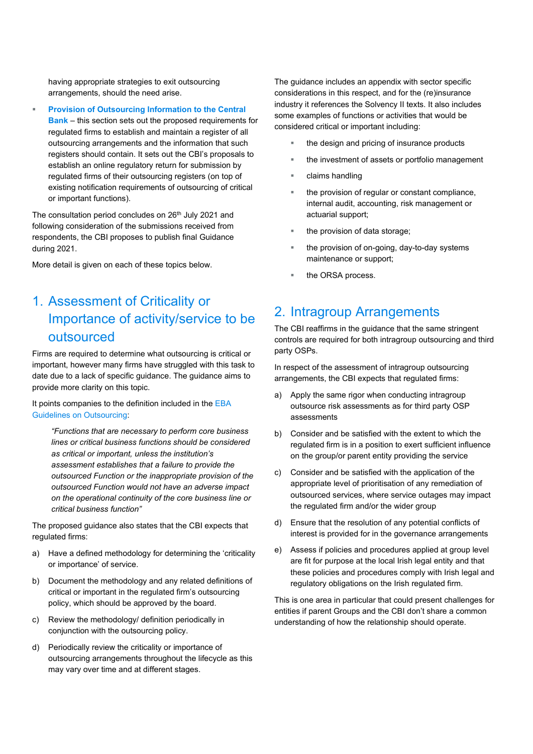having appropriate strategies to exit outsourcing arrangements, should the need arise.

- **Provision of Outsourcing Information to the Central Bank** – this section sets out the proposed requirements for regulated firms to establish and maintain a register of all outsourcing arrangements and the information that such registers should contain. It sets out the CBI's proposals to establish an online regulatory return for submission by regulated firms of their outsourcing registers (on top of existing notification requirements of outsourcing of critical or important functions).

The consultation period concludes on 26th July 2021 and following consideration of the submissions received from respondents, the CBI proposes to publish final Guidance during 2021.

More detail is given on each of these topics below.

## 1. Assessment of Criticality or Importance of activity/service to be outsourced

Firms are required to determine what outsourcing is critical or important, however many firms have struggled with this task to date due to a lack of specific guidance. The guidance aims to provide more clarity on this topic.

It points companies to the definition included in the EBA Guidelines on Outsourcing:

> *"Functions that are necessary to perform core business lines or critical business functions should be considered as critical or important, unless the institution's assessment establishes that a failure to provide the outsourced Function or the inappropriate provision of the outsourced Function would not have an adverse impact on the operational continuity of the core business line or critical business function"*

The proposed guidance also states that the CBI expects that regulated firms:

a) Have a defined methodology for determining the 'criticality or importance' of service.

b) Document the methodology and any related definitions of critical or important in the regulated firm's outsourcing policy, which should be approved by the board.

c) Review the methodology/ definition periodically in conjunction with the outsourcing policy.

d) Periodically review the criticality or importance of outsourcing arrangements throughout the lifecycle as this may vary over time and at different stages.

The guidance includes an appendix with sector specific considerations in this respect, and for the (re)insurance industry it references the Solvency II texts. It also includes some examples of functions or activities that would be considered critical or important including:

- the design and pricing of insurance products
- the investment of assets or portfolio management
- claims handling
- the provision of regular or constant compliance, internal audit, accounting, risk management or actuarial support;
- the provision of data storage;
- the provision of on-going, day-to-day systems maintenance or support;
- the ORSA process.

## 2. Intragroup Arrangements

The CBI reaffirms in the guidance that the same stringent controls are required for both intragroup outsourcing and third party OSPs.

In respect of the assessment of intragroup outsourcing arrangements, the CBI expects that regulated firms:

a) Apply the same rigor when conducting intragroup outsource risk assessments as for third party OSP assessments

b) Consider and be satisfied with the extent to which the regulated firm is in a position to exert sufficient influence on the group/or parent entity providing the service

c) Consider and be satisfied with the application of the appropriate level of prioritisation of any remediation of outsourced services, where service outages may impact the regulated firm and/or the wider group

d) Ensure that the resolution of any potential conflicts of interest is provided for in the governance arrangements

e) Assess if policies and procedures applied at group level are fit for purpose at the local Irish legal entity and that these policies and procedures comply with Irish legal and regulatory obligations on the Irish regulated firm.

This is one area in particular that could present challenges for entities if parent Groups and the CBI don't share a common understanding of how the relationship should operate.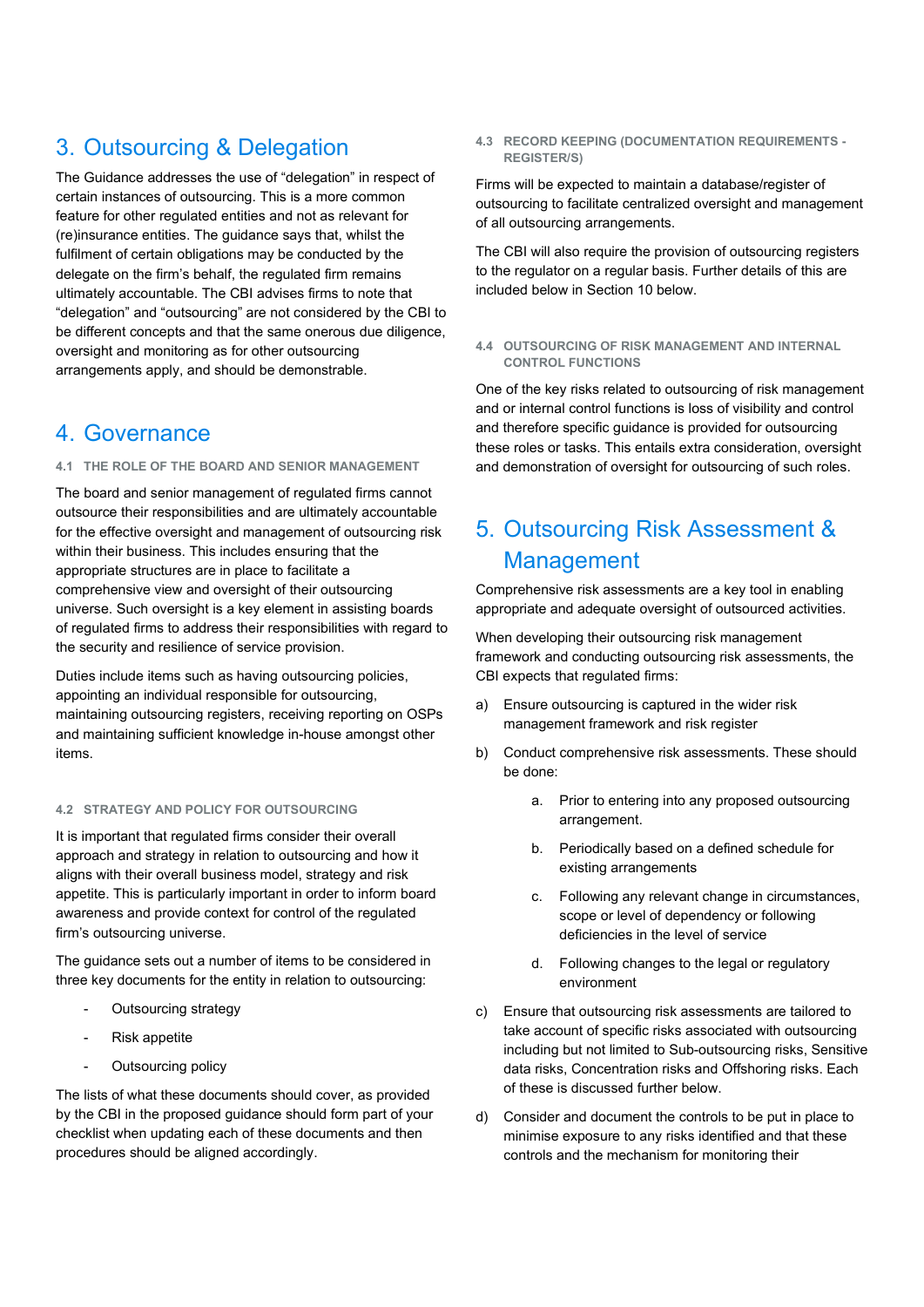# 3. Outsourcing & Delegation

The Guidance addresses the use of "delegation" in respect of certain instances of outsourcing. This is a more common feature for other regulated entities and not as relevant for (re)insurance entities. The guidance says that, whilst the fulfilment of certain obligations may be conducted by the delegate on the firm's behalf, the regulated firm remains ultimately accountable. The CBI advises firms to note that "delegation" and "outsourcing" are not considered by the CBI to be different concepts and that the same onerous due diligence, oversight and monitoring as for other outsourcing arrangements apply, and should be demonstrable.

# 4. Governance

### 4.1 THE ROLE OF THE BOARD AND SENIOR MANAGEMENT

The board and senior management of regulated firms cannot outsource their responsibilities and are ultimately accountable for the effective oversight and management of outsourcing risk within their business. This includes ensuring that the appropriate structures are in place to facilitate a comprehensive view and oversight of their outsourcing universe. Such oversight is a key element in assisting boards of regulated firms to address their responsibilities with regard to the security and resilience of service provision.

Duties include items such as having outsourcing policies, appointing an individual responsible for outsourcing, maintaining outsourcing registers, receiving reporting on OSPs and maintaining sufficient knowledge in-house amongst other items.

### 4.2 STRATEGY AND POLICY FOR OUTSOURCING

It is important that regulated firms consider their overall approach and strategy in relation to outsourcing and how it aligns with their overall business model, strategy and risk appetite. This is particularly important in order to inform board awareness and provide context for control of the regulated firm's outsourcing universe.

The guidance sets out a number of items to be considered in three key documents for the entity in relation to outsourcing:

- Outsourcing strategy
- Risk appetite
- Outsourcing policy

The lists of what these documents should cover, as provided by the CBI in the proposed guidance should form part of your checklist when updating each of these documents and then procedures should be aligned accordingly.

### 4.3 RECORD KEEPING (DOCUMENTATION REQUIREMENTS - REGISTER/S)

Firms will be expected to maintain a database/register of outsourcing to facilitate centralized oversight and management of all outsourcing arrangements.

The CBI will also require the provision of outsourcing registers to the regulator on a regular basis. Further details of this are included below in Section 10 below.

### 4.4 OUTSOURCING OF RISK MANAGEMENT AND INTERNAL CONTROL FUNCTIONS

One of the key risks related to outsourcing of risk management and or internal control functions is loss of visibility and control and therefore specific guidance is provided for outsourcing these roles or tasks. This entails extra consideration, oversight and demonstration of oversight for outsourcing of such roles.

# 5. Outsourcing Risk Assessment & Management

Comprehensive risk assessments are a key tool in enabling appropriate and adequate oversight of outsourced activities.

When developing their outsourcing risk management framework and conducting outsourcing risk assessments, the CBI expects that regulated firms:

a) Ensure outsourcing is captured in the wider risk management framework and risk register

b) Conduct comprehensive risk assessments. These should be done:

   a. Prior to entering into any proposed outsourcing arrangement.

   b. Periodically based on a defined schedule for existing arrangements

   c. Following any relevant change in circumstances, scope or level of dependency or following deficiencies in the level of service

   d. Following changes to the legal or regulatory environment

c) Ensure that outsourcing risk assessments are tailored to take account of specific risks associated with outsourcing including but not limited to Sub-outsourcing risks, Sensitive data risks, Concentration risks and Offshoring risks. Each of these is discussed further below.

d) Consider and document the controls to be put in place to minimise exposure to any risks identified and that these controls and the mechanism for monitoring their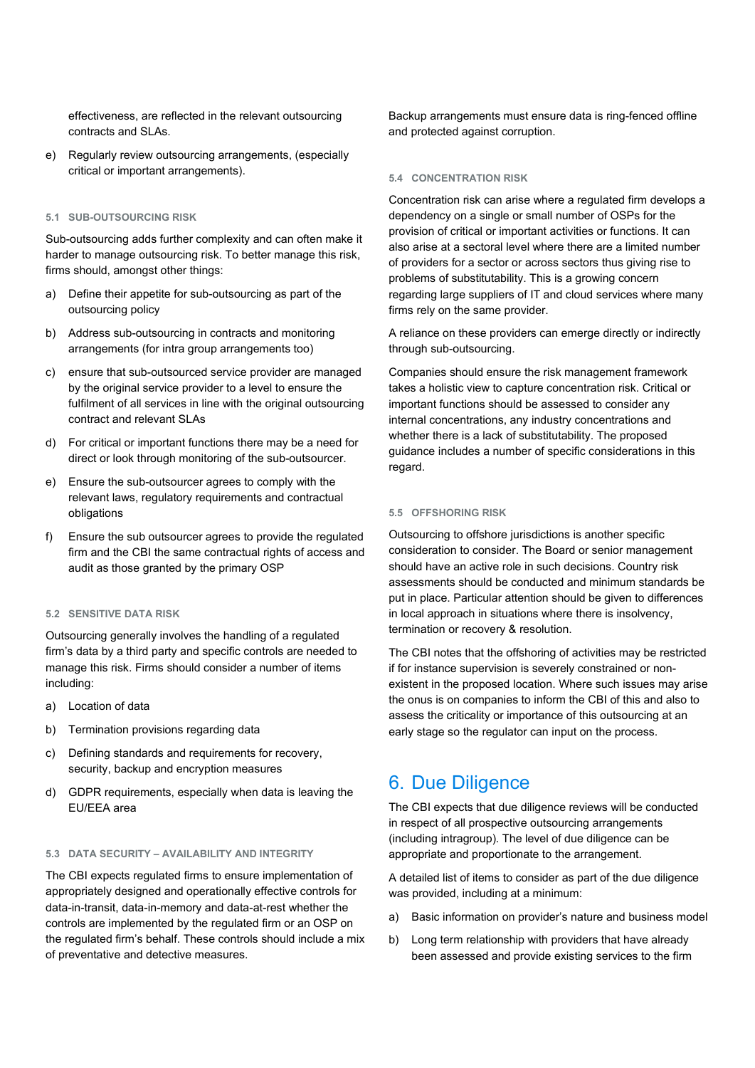effectiveness, are reflected in the relevant outsourcing contracts and SLAs.

e) Regularly review outsourcing arrangements, (especially critical or important arrangements).

### 5.1 SUB-OUTSOURCING RISK

Sub-outsourcing adds further complexity and can often make it harder to manage outsourcing risk. To better manage this risk, firms should, amongst other things:

a) Define their appetite for sub-outsourcing as part of the outsourcing policy

b) Address sub-outsourcing in contracts and monitoring arrangements (for intra group arrangements too)

c) ensure that sub-outsourced service provider are managed by the original service provider to a level to ensure the fulfilment of all services in line with the original outsourcing contract and relevant SLAs

d) For critical or important functions there may be a need for direct or look through monitoring of the sub-outsourcer.

e) Ensure the sub-outsourcer agrees to comply with the relevant laws, regulatory requirements and contractual obligations

f) Ensure the sub outsourcer agrees to provide the regulated firm and the CBI the same contractual rights of access and audit as those granted by the primary OSP

### 5.2 SENSITIVE DATA RISK

Outsourcing generally involves the handling of a regulated firm's data by a third party and specific controls are needed to manage this risk. Firms should consider a number of items including:

a) Location of data

b) Termination provisions regarding data

c) Defining standards and requirements for recovery, security, backup and encryption measures

d) GDPR requirements, especially when data is leaving the EU/EEA area

### 5.3 DATA SECURITY – AVAILABILITY AND INTEGRITY

The CBI expects regulated firms to ensure implementation of appropriately designed and operationally effective controls for data-in-transit, data-in-memory and data-at-rest whether the controls are implemented by the regulated firm or an OSP on the regulated firm's behalf. These controls should include a mix of preventative and detective measures.

Backup arrangements must ensure data is ring-fenced offline and protected against corruption.

### 5.4 CONCENTRATION RISK

Concentration risk can arise where a regulated firm develops a dependency on a single or small number of OSPs for the provision of critical or important activities or functions. It can also arise at a sectoral level where there are a limited number of providers for a sector or across sectors thus giving rise to problems of substitutability. This is a growing concern regarding large suppliers of IT and cloud services where many firms rely on the same provider.

A reliance on these providers can emerge directly or indirectly through sub-outsourcing.

Companies should ensure the risk management framework takes a holistic view to capture concentration risk. Critical or important functions should be assessed to consider any internal concentrations, any industry concentrations and whether there is a lack of substitutability. The proposed guidance includes a number of specific considerations in this regard.

### 5.5 OFFSHORING RISK

Outsourcing to offshore jurisdictions is another specific consideration to consider. The Board or senior management should have an active role in such decisions. Country risk assessments should be conducted and minimum standards be put in place. Particular attention should be given to differences in local approach in situations where there is insolvency, termination or recovery & resolution.

The CBI notes that the offshoring of activities may be restricted if for instance supervision is severely constrained or non-existent in the proposed location. Where such issues may arise the onus is on companies to inform the CBI of this and also to assess the criticality or importance of this outsourcing at an early stage so the regulator can input on the process.

## 6. Due Diligence

The CBI expects that due diligence reviews will be conducted in respect of all prospective outsourcing arrangements (including intragroup). The level of due diligence can be appropriate and proportionate to the arrangement.

A detailed list of items to consider as part of the due diligence was provided, including at a minimum:

a) Basic information on provider's nature and business model

b) Long term relationship with providers that have already been assessed and provide existing services to the firm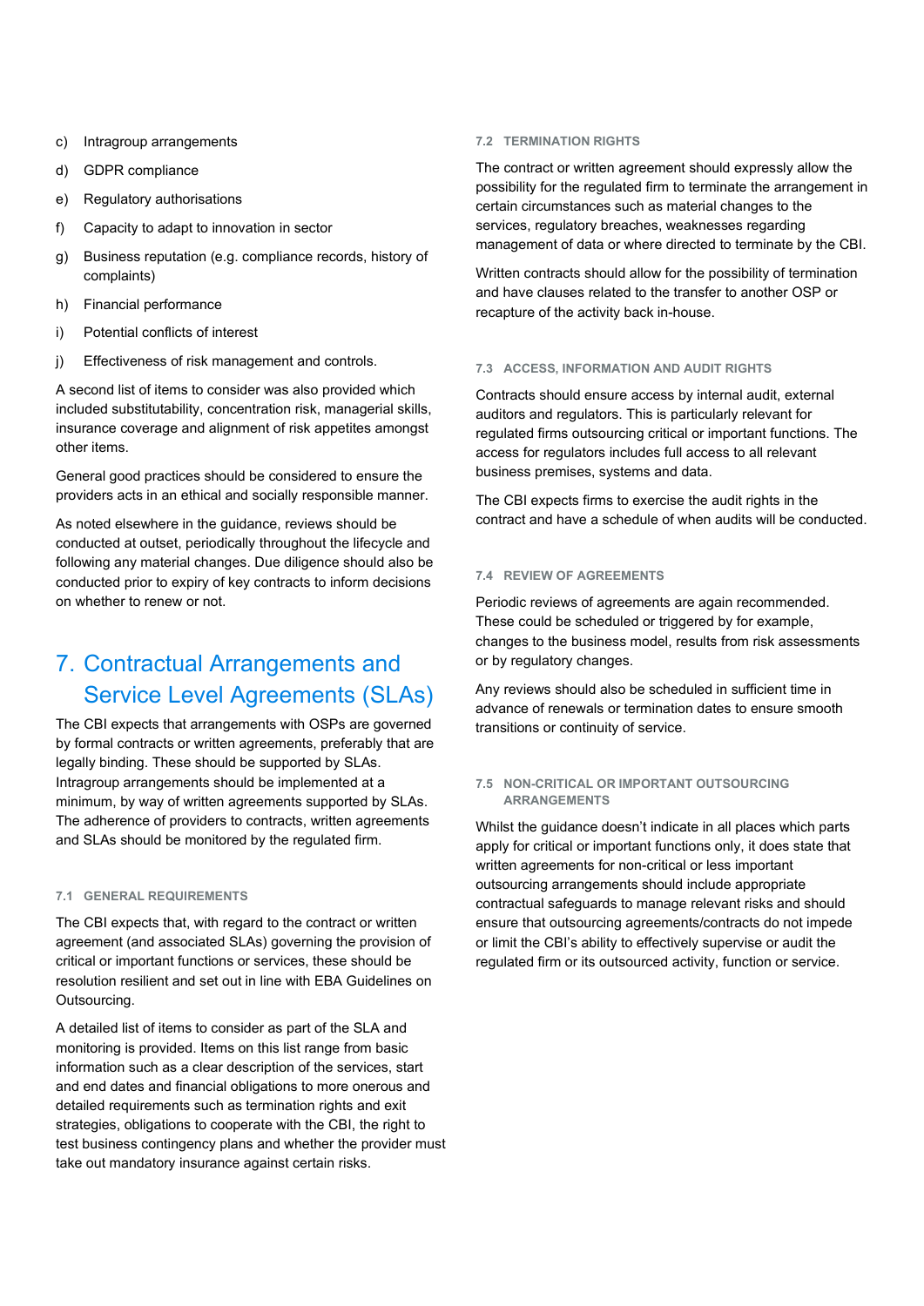c) Intragroup arrangements

d) GDPR compliance

e) Regulatory authorisations

f) Capacity to adapt to innovation in sector

g) Business reputation (e.g. compliance records, history of complaints)

h) Financial performance

i) Potential conflicts of interest

j) Effectiveness of risk management and controls.

A second list of items to consider was also provided which included substitutability, concentration risk, managerial skills, insurance coverage and alignment of risk appetites amongst other items.

General good practices should be considered to ensure the providers acts in an ethical and socially responsible manner.

As noted elsewhere in the guidance, reviews should be conducted at outset, periodically throughout the lifecycle and following any material changes. Due diligence should also be conducted prior to expiry of key contracts to inform decisions on whether to renew or not.

# 7. Contractual Arrangements and Service Level Agreements (SLAs)

The CBI expects that arrangements with OSPs are governed by formal contracts or written agreements, preferably that are legally binding. These should be supported by SLAs. Intragroup arrangements should be implemented at a minimum, by way of written agreements supported by SLAs. The adherence of providers to contracts, written agreements and SLAs should be monitored by the regulated firm.

### 7.1 GENERAL REQUIREMENTS

The CBI expects that, with regard to the contract or written agreement (and associated SLAs) governing the provision of critical or important functions or services, these should be resolution resilient and set out in line with EBA Guidelines on Outsourcing.

A detailed list of items to consider as part of the SLA and monitoring is provided. Items on this list range from basic information such as a clear description of the services, start and end dates and financial obligations to more onerous and detailed requirements such as termination rights and exit strategies, obligations to cooperate with the CBI, the right to test business contingency plans and whether the provider must take out mandatory insurance against certain risks.

### 7.2 TERMINATION RIGHTS

The contract or written agreement should expressly allow the possibility for the regulated firm to terminate the arrangement in certain circumstances such as material changes to the services, regulatory breaches, weaknesses regarding management of data or where directed to terminate by the CBI.

Written contracts should allow for the possibility of termination and have clauses related to the transfer to another OSP or recapture of the activity back in-house.

### 7.3 ACCESS, INFORMATION AND AUDIT RIGHTS

Contracts should ensure access by internal audit, external auditors and regulators. This is particularly relevant for regulated firms outsourcing critical or important functions. The access for regulators includes full access to all relevant business premises, systems and data.

The CBI expects firms to exercise the audit rights in the contract and have a schedule of when audits will be conducted.

### 7.4 REVIEW OF AGREEMENTS

Periodic reviews of agreements are again recommended. These could be scheduled or triggered by for example, changes to the business model, results from risk assessments or by regulatory changes.

Any reviews should also be scheduled in sufficient time in advance of renewals or termination dates to ensure smooth transitions or continuity of service.

### 7.5 NON-CRITICAL OR IMPORTANT OUTSOURCING ARRANGEMENTS

Whilst the guidance doesn't indicate in all places which parts apply for critical or important functions only, it does state that written agreements for non-critical or less important outsourcing arrangements should include appropriate contractual safeguards to manage relevant risks and should ensure that outsourcing agreements/contracts do not impede or limit the CBI's ability to effectively supervise or audit the regulated firm or its outsourced activity, function or service.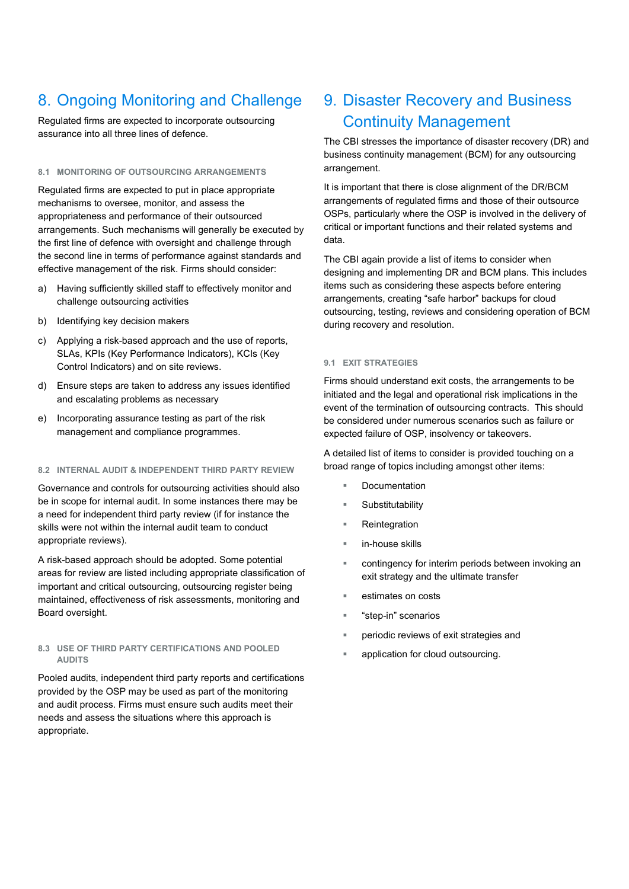# 8. Ongoing Monitoring and Challenge

Regulated firms are expected to incorporate outsourcing assurance into all three lines of defence.

### 8.1 MONITORING OF OUTSOURCING ARRANGEMENTS

Regulated firms are expected to put in place appropriate mechanisms to oversee, monitor, and assess the appropriateness and performance of their outsourced arrangements. Such mechanisms will generally be executed by the first line of defence with oversight and challenge through the second line in terms of performance against standards and effective management of the risk. Firms should consider:

a) Having sufficiently skilled staff to effectively monitor and challenge outsourcing activities

b) Identifying key decision makers

c) Applying a risk-based approach and the use of reports, SLAs, KPIs (Key Performance Indicators), KCIs (Key Control Indicators) and on site reviews.

d) Ensure steps are taken to address any issues identified and escalating problems as necessary

e) Incorporating assurance testing as part of the risk management and compliance programmes.

### 8.2 INTERNAL AUDIT & INDEPENDENT THIRD PARTY REVIEW

Governance and controls for outsourcing activities should also be in scope for internal audit. In some instances there may be a need for independent third party review (if for instance the skills were not within the internal audit team to conduct appropriate reviews).

A risk-based approach should be adopted. Some potential areas for review are listed including appropriate classification of important and critical outsourcing, outsourcing register being maintained, effectiveness of risk assessments, monitoring and Board oversight.

### 8.3 USE OF THIRD PARTY CERTIFICATIONS AND POOLED AUDITS

Pooled audits, independent third party reports and certifications provided by the OSP may be used as part of the monitoring and audit process. Firms must ensure such audits meet their needs and assess the situations where this approach is appropriate.

# 9. Disaster Recovery and Business Continuity Management

The CBI stresses the importance of disaster recovery (DR) and business continuity management (BCM) for any outsourcing arrangement.

It is important that there is close alignment of the DR/BCM arrangements of regulated firms and those of their outsource OSPs, particularly where the OSP is involved in the delivery of critical or important functions and their related systems and data.

The CBI again provide a list of items to consider when designing and implementing DR and BCM plans. This includes items such as considering these aspects before entering arrangements, creating "safe harbor" backups for cloud outsourcing, testing, reviews and considering operation of BCM during recovery and resolution.

### 9.1 EXIT STRATEGIES

Firms should understand exit costs, the arrangements to be initiated and the legal and operational risk implications in the event of the termination of outsourcing contracts. This should be considered under numerous scenarios such as failure or expected failure of OSP, insolvency or takeovers.

A detailed list of items to consider is provided touching on a broad range of topics including amongst other items:

- Documentation
- Substitutability
- Reintegration
- in-house skills
- contingency for interim periods between invoking an exit strategy and the ultimate transfer
- estimates on costs
- "step-in" scenarios
- periodic reviews of exit strategies and
- application for cloud outsourcing.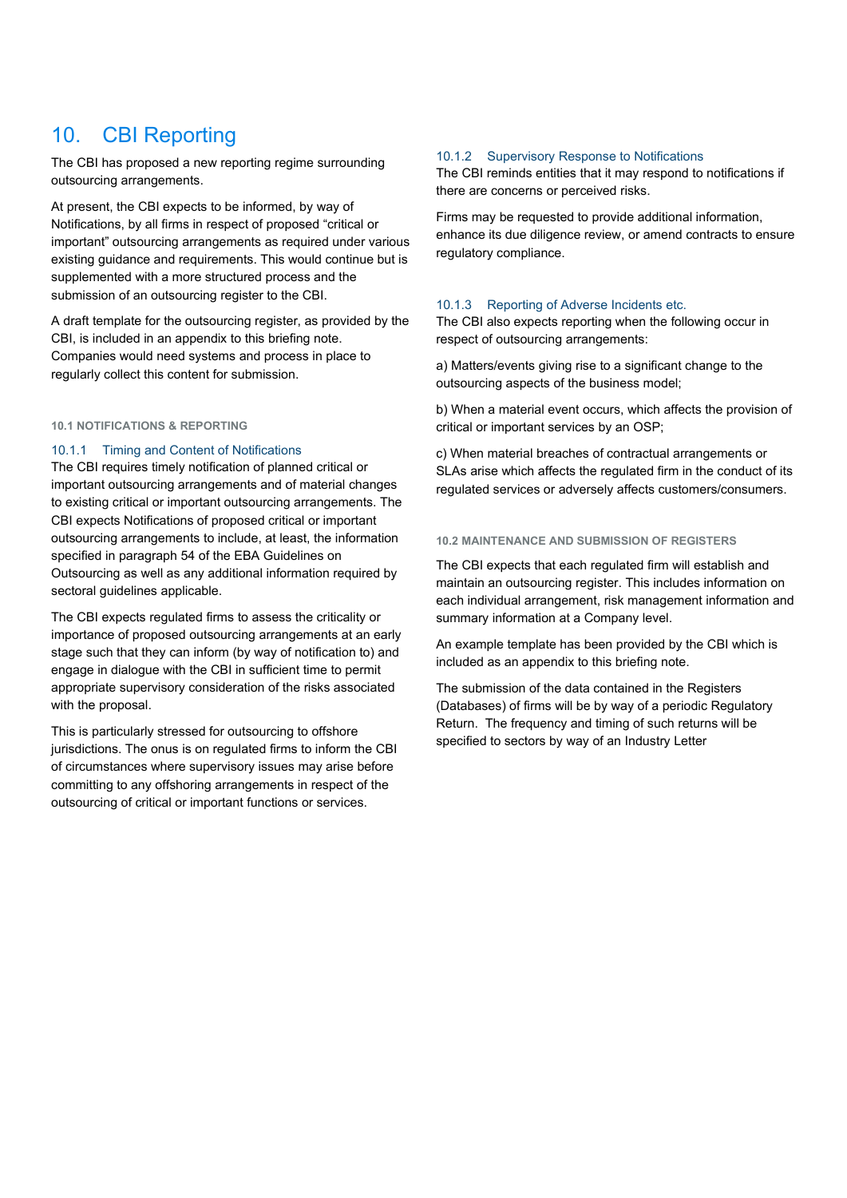# 10. CBI Reporting

The CBI has proposed a new reporting regime surrounding outsourcing arrangements.

At present, the CBI expects to be informed, by way of Notifications, by all firms in respect of proposed "critical or important" outsourcing arrangements as required under various existing guidance and requirements. This would continue but is supplemented with a more structured process and the submission of an outsourcing register to the CBI.

A draft template for the outsourcing register, as provided by the CBI, is included in an appendix to this briefing note. Companies would need systems and process in place to regularly collect this content for submission.

## 10.1 NOTIFICATIONS & REPORTING

### 10.1.1 Timing and Content of Notifications

The CBI requires timely notification of planned critical or important outsourcing arrangements and of material changes to existing critical or important outsourcing arrangements. The CBI expects Notifications of proposed critical or important outsourcing arrangements to include, at least, the information specified in paragraph 54 of the EBA Guidelines on Outsourcing as well as any additional information required by sectoral guidelines applicable.

The CBI expects regulated firms to assess the criticality or importance of proposed outsourcing arrangements at an early stage such that they can inform (by way of notification to) and engage in dialogue with the CBI in sufficient time to permit appropriate supervisory consideration of the risks associated with the proposal.

This is particularly stressed for outsourcing to offshore jurisdictions. The onus is on regulated firms to inform the CBI of circumstances where supervisory issues may arise before committing to any offshoring arrangements in respect of the outsourcing of critical or important functions or services.

### 10.1.2 Supervisory Response to Notifications

The CBI reminds entities that it may respond to notifications if there are concerns or perceived risks.

Firms may be requested to provide additional information, enhance its due diligence review, or amend contracts to ensure regulatory compliance.

### 10.1.3 Reporting of Adverse Incidents etc.

The CBI also expects reporting when the following occur in respect of outsourcing arrangements:

a) Matters/events giving rise to a significant change to the outsourcing aspects of the business model;

b) When a material event occurs, which affects the provision of critical or important services by an OSP;

c) When material breaches of contractual arrangements or SLAs arise which affects the regulated firm in the conduct of its regulated services or adversely affects customers/consumers.

## 10.2 MAINTENANCE AND SUBMISSION OF REGISTERS

The CBI expects that each regulated firm will establish and maintain an outsourcing register. This includes information on each individual arrangement, risk management information and summary information at a Company level.

An example template has been provided by the CBI which is included as an appendix to this briefing note.

The submission of the data contained in the Registers (Databases) of firms will be by way of a periodic Regulatory Return. The frequency and timing of such returns will be specified to sectors by way of an Industry Letter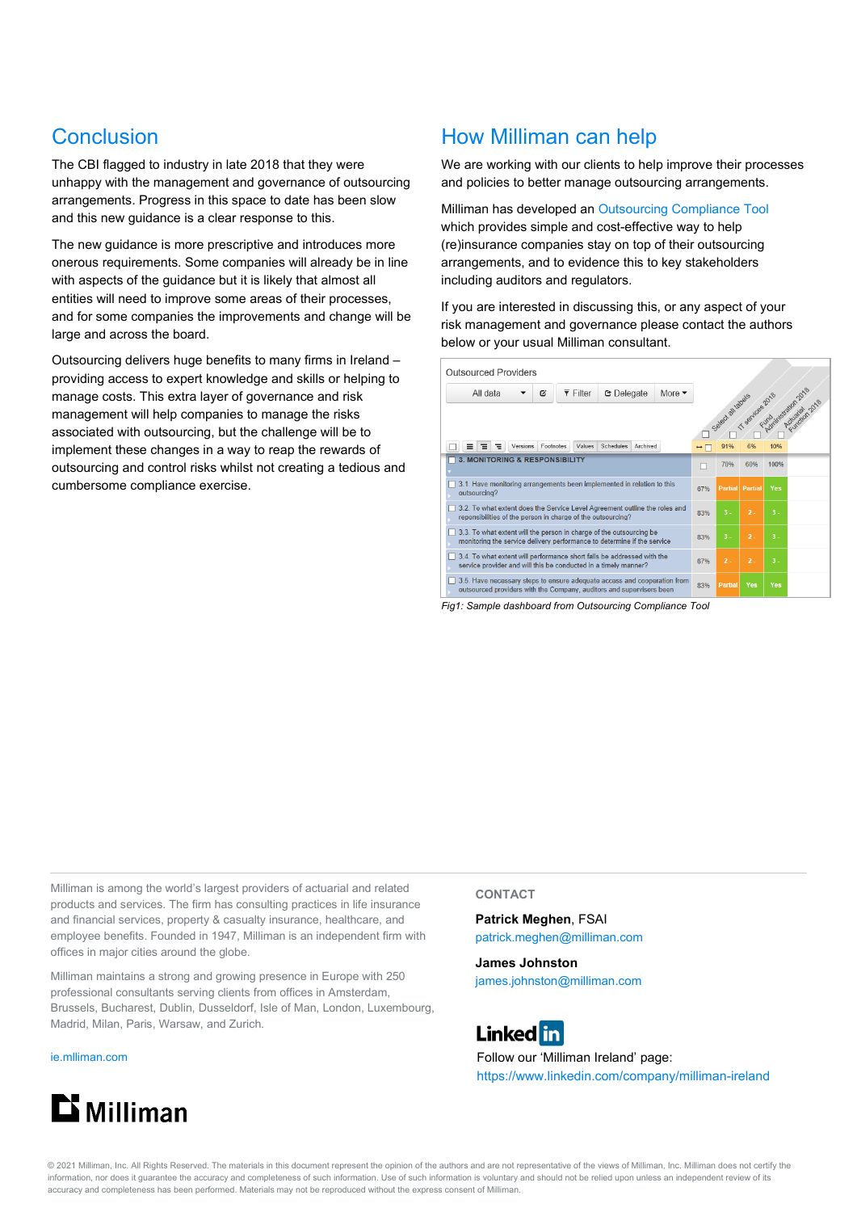## Conclusion

The CBI flagged to industry in late 2018 that they were unhappy with the management and governance of outsourcing arrangements. Progress in this space to date has been slow and this new guidance is a clear response to this.

The new guidance is more prescriptive and introduces more onerous requirements. Some companies will already be in line with aspects of the guidance but it is likely that almost all entities will need to improve some areas of their processes, and for some companies the improvements and change will be large and across the board.

Outsourcing delivers huge benefits to many firms in Ireland – providing access to expert knowledge and skills or helping to manage costs. This extra layer of governance and risk management will help companies to manage the risks associated with outsourcing, but the challenge will be to implement these changes in a way to reap the rewards of outsourcing and control risks whilst not creating a tedious and cumbersome compliance exercise.

## How Milliman can help

We are working with our clients to help improve their processes and policies to better manage outsourcing arrangements.

Milliman has developed an Outsourcing Compliance Tool which provides simple and cost-effective way to help (re)insurance companies stay on top of their outsourcing arrangements, and to evidence this to key stakeholders including auditors and regulators.

If you are interested in discussing this, or any aspect of your risk management and governance please contact the authors below or your usual Milliman consultant.

Outsourced Providers

| | | IT services 2018 | Fund Administration 2018 | Actuarial Function 2018 |
|---|---|---|---|---|
| | | 91% | 6% | 10% |
| 3. MONITORING & RESPONSIBILITY | | 70% | 60% | 100% |
| 3.1 Have monitoring arrangements been implemented in relation to this outsourcing? | 67% | Partial | Partial | Yes |
| 3.2 To what extent does the Service Level Agreement outline the roles and reponsibilities of the person in charge of the outsourcing? | 83% | 3 - | 2 - | 3 - |
| 3.3 To what extent will the person in charge of the outsourcing be monitoring the service delivery performance to determine if the service | 83% | 3 - | 2 - | 3 - |
| 3.4 To what extent will performance short falls be addressed with the service provider and will this be conducted in a timely manner? | 67% | 2 - | 2 - | 3 - |
| 3.5 Have necessary steps to ensure adequate access and cooperation from outsourced providers with the Company, auditors and supervisors been | 83% | Partial | Yes | Yes |

*Fig1: Sample dashboard from Outsourcing Compliance Tool*

---

Milliman is among the world's largest providers of actuarial and related products and services. The firm has consulting practices in life insurance and financial services, property & casualty insurance, healthcare, and employee benefits. Founded in 1947, Milliman is an independent firm with offices in major cities around the globe.

Milliman maintains a strong and growing presence in Europe with 250 professional consultants serving clients from offices in Amsterdam, Brussels, Bucharest, Dublin, Dusseldorf, Isle of Man, London, Luxembourg, Madrid, Milan, Paris, Warsaw, and Zurich.

ie.mlliman.com

Milliman

**CONTACT**

**Patrick Meghen**, FSAI
patrick.meghen@milliman.com

**James Johnston**
james.johnston@milliman.com

LinkedIn

Follow our 'Milliman Ireland' page:
https://www.linkedin.com/company/milliman-ireland

© 2021 Milliman, Inc. All Rights Reserved. The materials in this document represent the opinion of the authors and are not representative of the views of Milliman, Inc. Milliman does not certify the information, nor does it guarantee the accuracy and completeness of such information. Use of such information is voluntary and should not be relied upon unless an independent review of its accuracy and completeness has been performed. Materials may not be reproduced without the express consent of Milliman.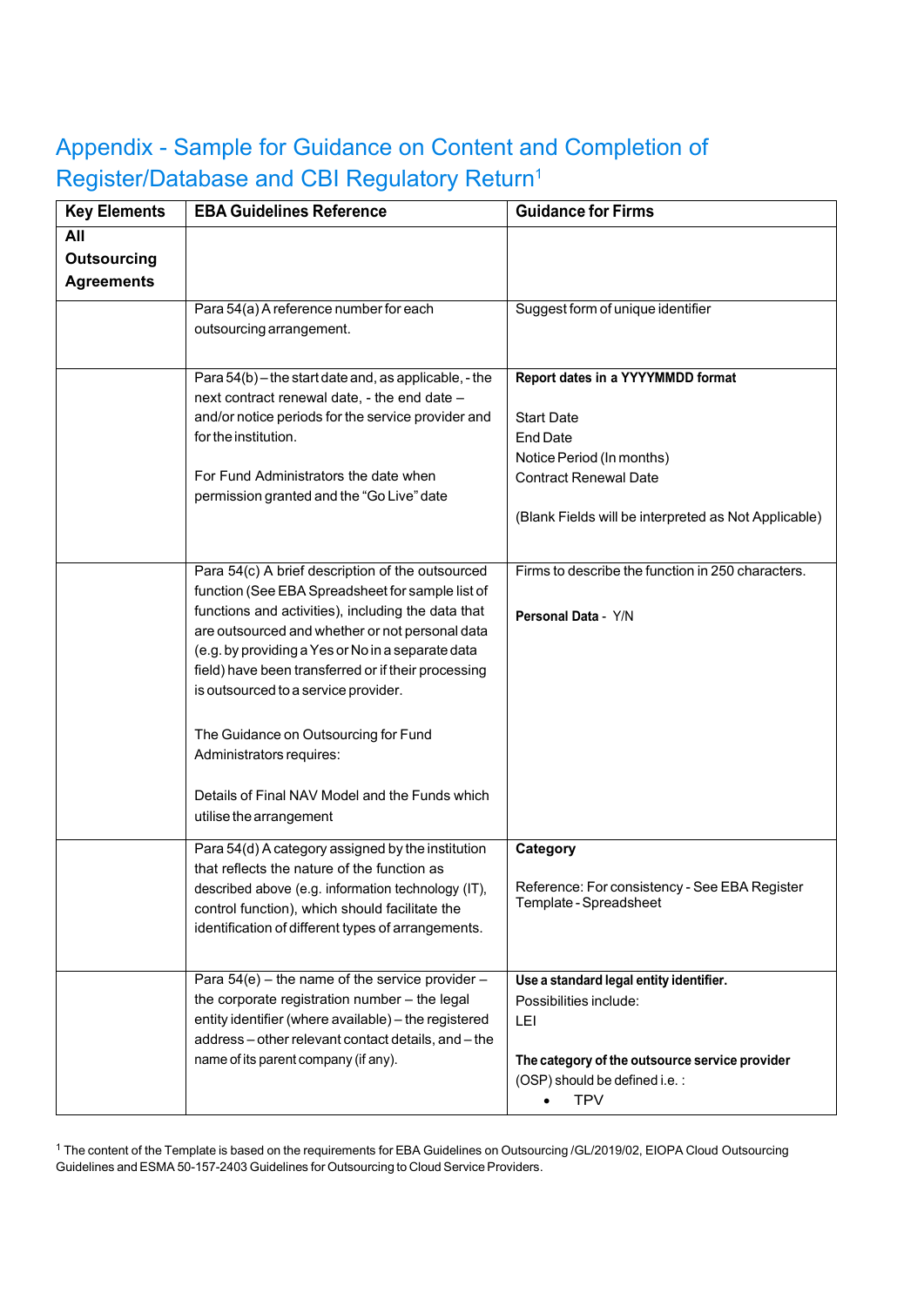# Appendix - Sample for Guidance on Content and Completion of Register/Database and CBI Regulatory Return[1]

| Key Elements | EBA Guidelines Reference | Guidance for Firms |
|---|---|---|
| **All Outsourcing Agreements** | | |
| | Para 54(a) A reference number for each outsourcing arrangement. | Suggest form of unique identifier |
| | Para 54(b) – the start date and, as applicable, - the next contract renewal date, - the end date – and/or notice periods for the service provider and for the institution.<br><br>For Fund Administrators the date when permission granted and the "Go Live" date | **Report dates in a YYYYMMDD format**<br><br>Start Date<br>End Date<br>Notice Period (In months)<br>Contract Renewal Date<br><br>(Blank Fields will be interpreted as Not Applicable) |
| | Para 54(c) A brief description of the outsourced function (See EBA Spreadsheet for sample list of functions and activities), including the data that are outsourced and whether or not personal data (e.g. by providing a Yes or No in a separate data field) have been transferred or if their processing is outsourced to a service provider.<br><br>The Guidance on Outsourcing for Fund Administrators requires:<br><br>Details of Final NAV Model and the Funds which utilise the arrangement | Firms to describe the function in 250 characters.<br><br>**Personal Data** - Y/N |
| | Para 54(d) A category assigned by the institution that reflects the nature of the function as described above (e.g. information technology (IT), control function), which should facilitate the identification of different types of arrangements. | **Category**<br><br>Reference: For consistency - See EBA Register Template - Spreadsheet |
| | Para 54(e) – the name of the service provider – the corporate registration number – the legal entity identifier (where available) – the registered address – other relevant contact details, and – the name of its parent company (if any). | **Use a standard legal entity identifier.**<br>Possibilities include:<br>LEI<br><br>**The category of the outsource service provider** (OSP) should be defined i.e. :<br>• TPV |

[1] The content of the Template is based on the requirements for EBA Guidelines on Outsourcing /GL/2019/02, EIOPA Cloud Outsourcing Guidelines and ESMA 50-157-2403 Guidelines for Outsourcing to Cloud Service Providers.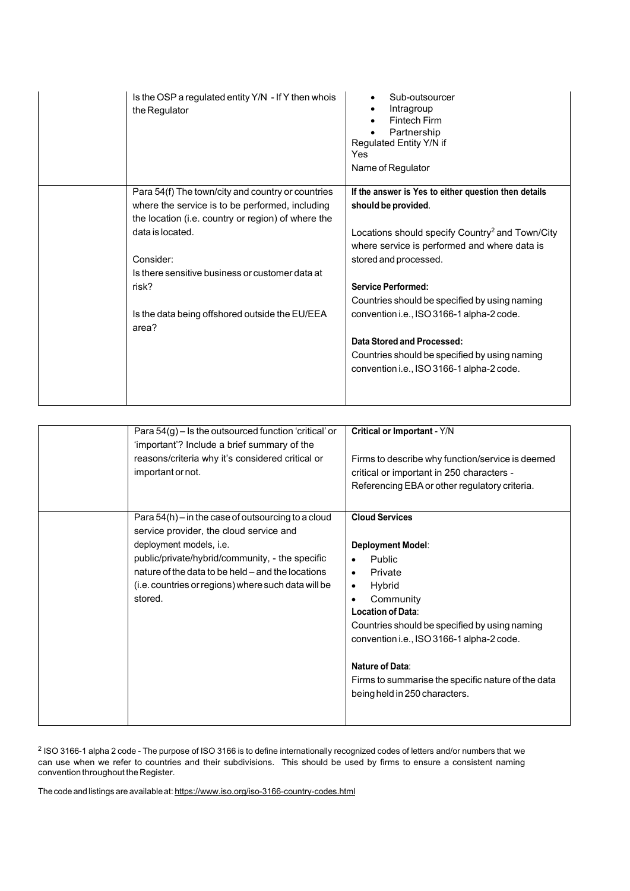| | | |
|---|---|---|
| | Is the OSP a regulated entity Y/N - If Y then whois the Regulator | • Sub-outsourcer<br>• Intragroup<br>• Fintech Firm<br>• Partnership<br>Regulated Entity Y/N if Yes<br>Name of Regulator |
| | Para 54(f) The town/city and country or countries where the service is to be performed, including the location (i.e. country or region) of where the data is located.<br><br>Consider:<br>Is there sensitive business or customer data at risk?<br><br>Is the data being offshored outside the EU/EEA area? | **If the answer is Yes to either question then details should be provided**.<br><br>Locations should specify Country[2] and Town/City where service is performed and where data is stored and processed.<br><br>**Service Performed:**<br>Countries should be specified by using naming convention i.e., ISO 3166-1 alpha-2 code.<br><br>**Data Stored and Processed:**<br>Countries should be specified by using naming convention i.e., ISO 3166-1 alpha-2 code. |

| | | |
|---|---|---|
| | Para 54(g) – Is the outsourced function 'critical' or 'important'? Include a brief summary of the reasons/criteria why it's considered critical or important or not. | **Critical or Important** - Y/N<br><br>Firms to describe why function/service is deemed critical or important in 250 characters - Referencing EBA or other regulatory criteria. |
| | Para 54(h) – in the case of outsourcing to a cloud service provider, the cloud service and deployment models, i.e. public/private/hybrid/community, - the specific nature of the data to be held – and the locations (i.e. countries or regions) where such data will be stored. | **Cloud Services**<br><br>**Deployment Model**:<br>• Public<br>• Private<br>• Hybrid<br>• Community<br>**Location of Data**:<br>Countries should be specified by using naming convention i.e., ISO 3166-1 alpha-2 code.<br><br>**Nature of Data**:<br>Firms to summarise the specific nature of the data being held in 250 characters. |

[2] ISO 3166-1 alpha 2 code - The purpose of ISO 3166 is to define internationally recognized codes of letters and/or numbers that we can use when we refer to countries and their subdivisions. This should be used by firms to ensure a consistent naming convention throughout the Register.

The code and listings are available at: https://www.iso.org/iso-3166-country-codes.html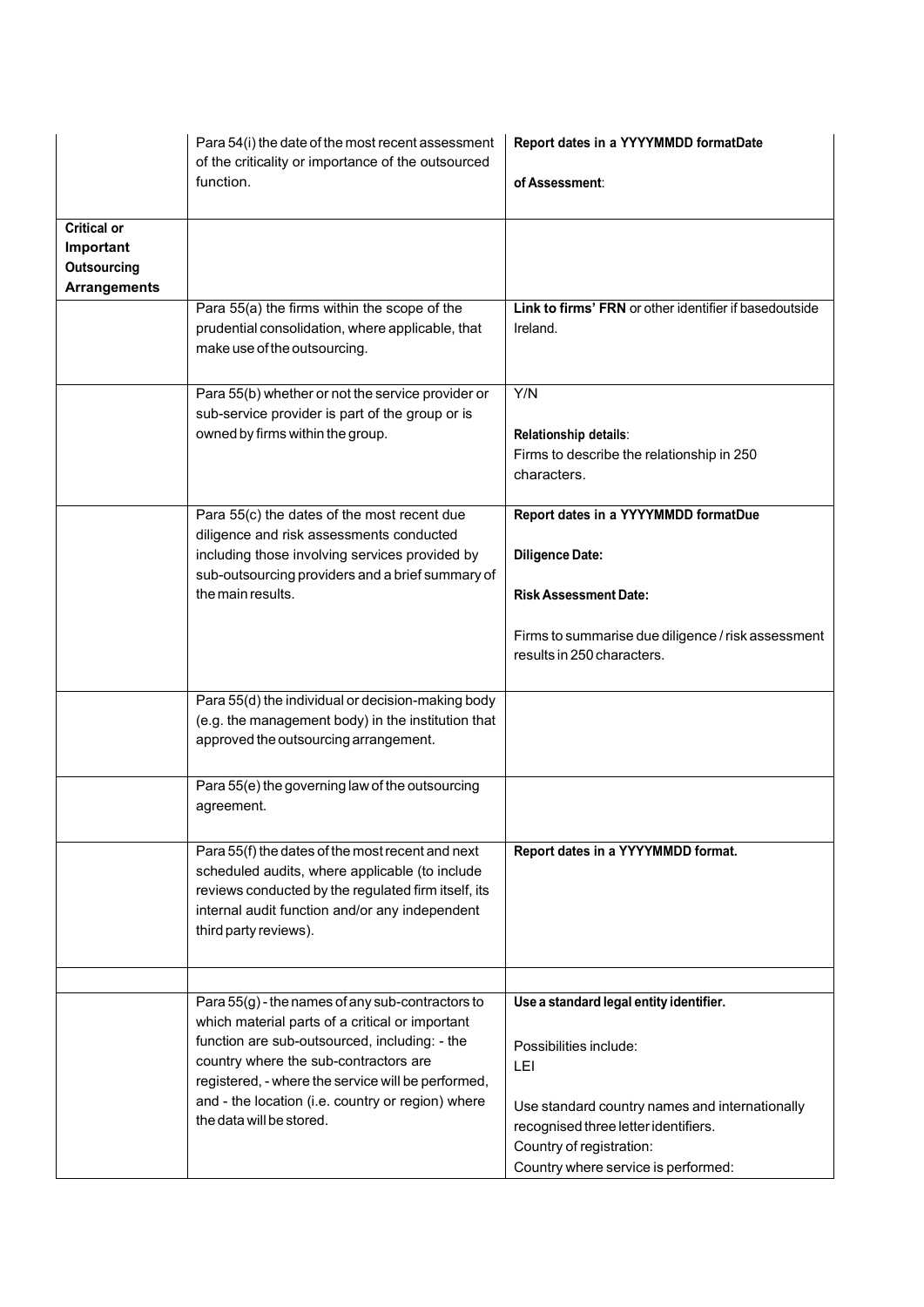| | | |
|---|---|---|
| | Para 54(i) the date of the most recent assessment of the criticality or importance of the outsourced function. | **Report dates in a YYYYMMDD formatDate**<br><br>**of Assessment**: |
| **Critical or Important Outsourcing Arrangements** | | |
| | Para 55(a) the firms within the scope of the prudential consolidation, where applicable, that make use of the outsourcing. | **Link to firms' FRN** or other identifier if basedoutside Ireland. |
| | Para 55(b) whether or not the service provider or sub-service provider is part of the group or is owned by firms within the group. | Y/N<br><br>**Relationship details**:<br>Firms to describe the relationship in 250 characters. |
| | Para 55(c) the dates of the most recent due diligence and risk assessments conducted including those involving services provided by sub-outsourcing providers and a brief summary of the main results. | **Report dates in a YYYYMMDD formatDue**<br><br>**Diligence Date:**<br><br>**Risk Assessment Date:**<br><br>Firms to summarise due diligence / risk assessment results in 250 characters. |
| | Para 55(d) the individual or decision-making body (e.g. the management body) in the institution that approved the outsourcing arrangement. | |
| | Para 55(e) the governing law of the outsourcing agreement. | |
| | Para 55(f) the dates of the most recent and next scheduled audits, where applicable (to include reviews conducted by the regulated firm itself, its internal audit function and/or any independent third party reviews). | **Report dates in a YYYYMMDD format.** |
| | | |
| | Para 55(g) - the names of any sub-contractors to which material parts of a critical or important function are sub-outsourced, including: - the country where the sub-contractors are registered, - where the service will be performed, and - the location (i.e. country or region) where the data will be stored. | **Use a standard legal entity identifier.**<br><br>Possibilities include:<br>LEI<br><br>Use standard country names and internationally recognised three letter identifiers.<br>Country of registration:<br>Country where service is performed: |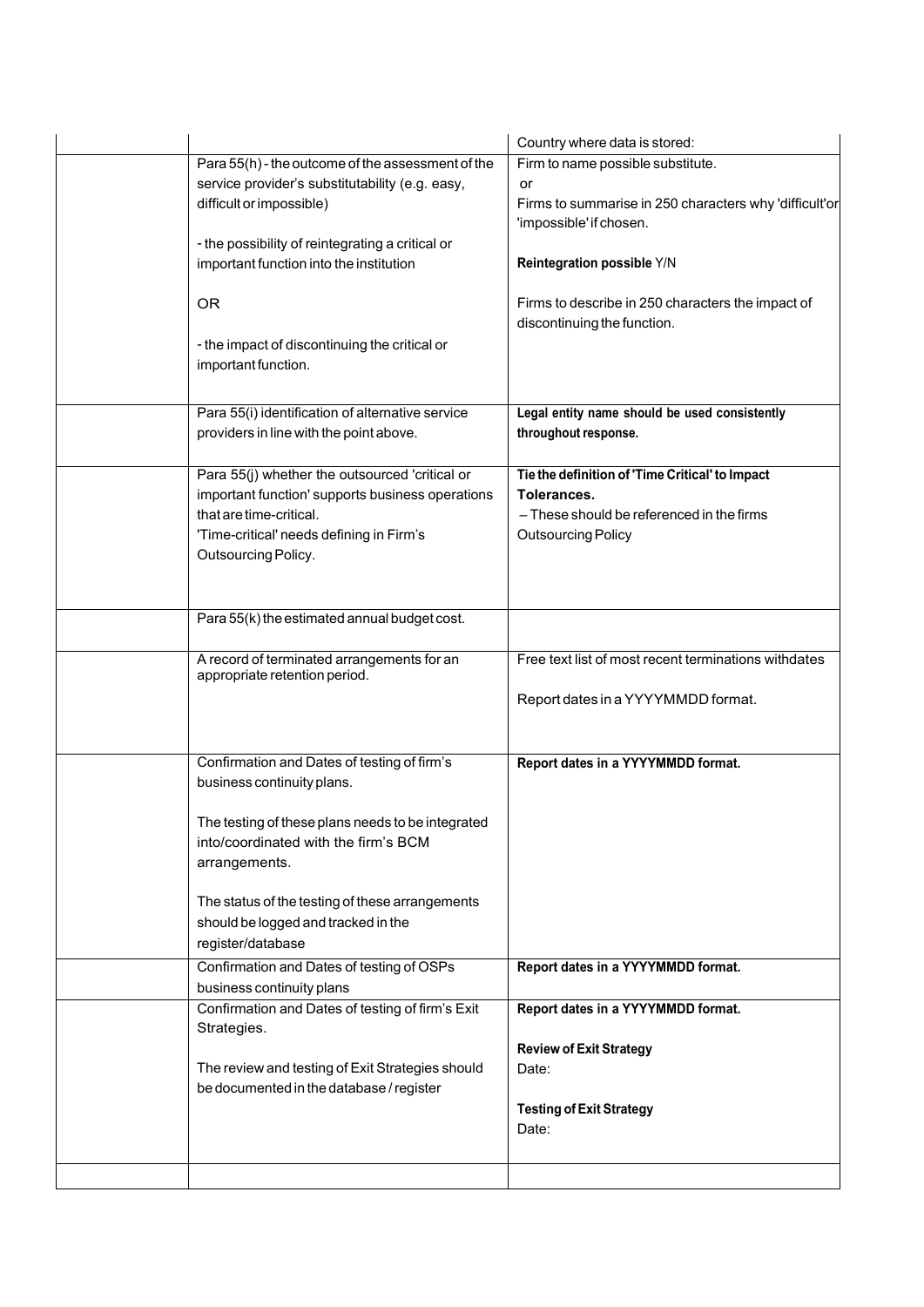| | | |
|---|---|---|
| | | Country where data is stored: |
| | Para 55(h) - the outcome of the assessment of the service provider's substitutability (e.g. easy, difficult or impossible)<br><br>- the possibility of reintegrating a critical or important function into the institution<br><br>OR<br><br>- the impact of discontinuing the critical or important function. | Firm to name possible substitute.<br>or<br>Firms to summarise in 250 characters why 'difficult'or 'impossible' if chosen.<br><br>**Reintegration possible** Y/N<br><br>Firms to describe in 250 characters the impact of discontinuing the function. |
| | Para 55(i) identification of alternative service providers in line with the point above. | **Legal entity name should be used consistently throughout response.** |
| | Para 55(j) whether the outsourced 'critical or important function' supports business operations that are time-critical.<br>'Time-critical' needs defining in Firm's Outsourcing Policy. | **Tie the definition of 'Time Critical' to Impact Tolerances.**<br>– These should be referenced in the firms Outsourcing Policy |
| | Para 55(k) the estimated annual budget cost. | |
| | A record of terminated arrangements for an appropriate retention period. | Free text list of most recent terminations withdates<br><br>Report dates in a YYYYMMDD format. |
| | Confirmation and Dates of testing of firm's business continuity plans.<br><br>The testing of these plans needs to be integrated into/coordinated with the firm's BCM arrangements.<br><br>The status of the testing of these arrangements should be logged and tracked in the register/database | **Report dates in a YYYYMMDD format.** |
| | Confirmation and Dates of testing of OSPs business continuity plans | **Report dates in a YYYYMMDD format.** |
| | Confirmation and Dates of testing of firm's Exit Strategies.<br><br>The review and testing of Exit Strategies should be documented in the database / register | **Report dates in a YYYYMMDD format.**<br><br>**Review of Exit Strategy**<br>Date:<br><br>**Testing of Exit Strategy**<br>Date: |
| | | |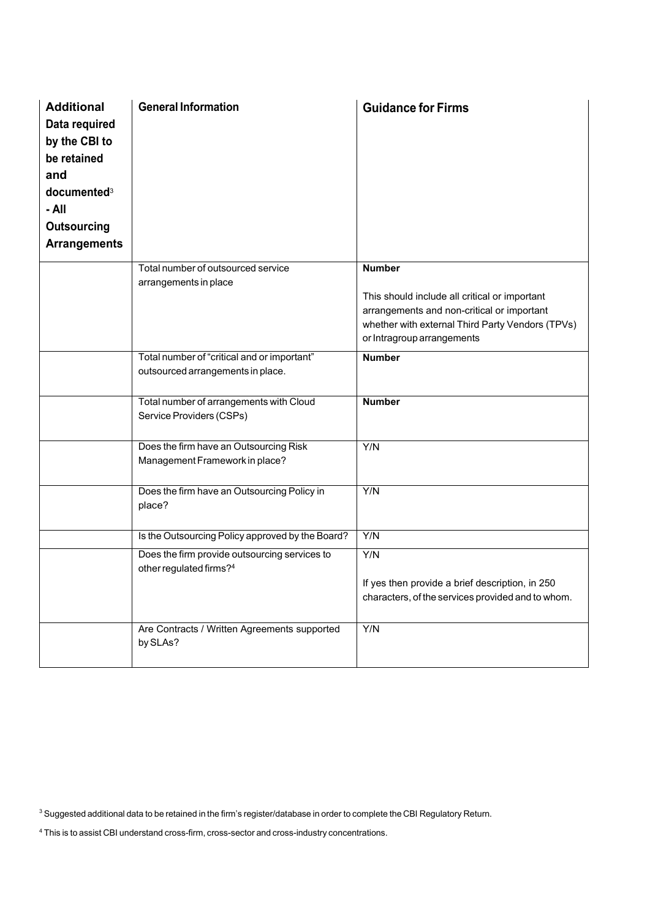| **Additional Data required by the CBI to be retained and documented**[3] **- All Outsourcing Arrangements** | **General Information** | **Guidance for Firms** |
|---|---|---|
| | Total number of outsourced service arrangements in place | **Number**<br><br>This should include all critical or important arrangements and non-critical or important whether with external Third Party Vendors (TPVs) or Intragroup arrangements |
| | Total number of "critical and or important" outsourced arrangements in place. | **Number** |
| | Total number of arrangements with Cloud Service Providers (CSPs) | **Number** |
| | Does the firm have an Outsourcing Risk Management Framework in place? | Y/N |
| | Does the firm have an Outsourcing Policy in place? | Y/N |
| | Is the Outsourcing Policy approved by the Board? | Y/N |
| | Does the firm provide outsourcing services to other regulated firms?[4] | Y/N<br><br>If yes then provide a brief description, in 250 characters, of the services provided and to whom. |
| | Are Contracts / Written Agreements supported by SLAs? | Y/N |

[3] Suggested additional data to be retained in the firm's register/database in order to complete the CBI Regulatory Return.

[4] This is to assist CBI understand cross-firm, cross-sector and cross-industry concentrations.